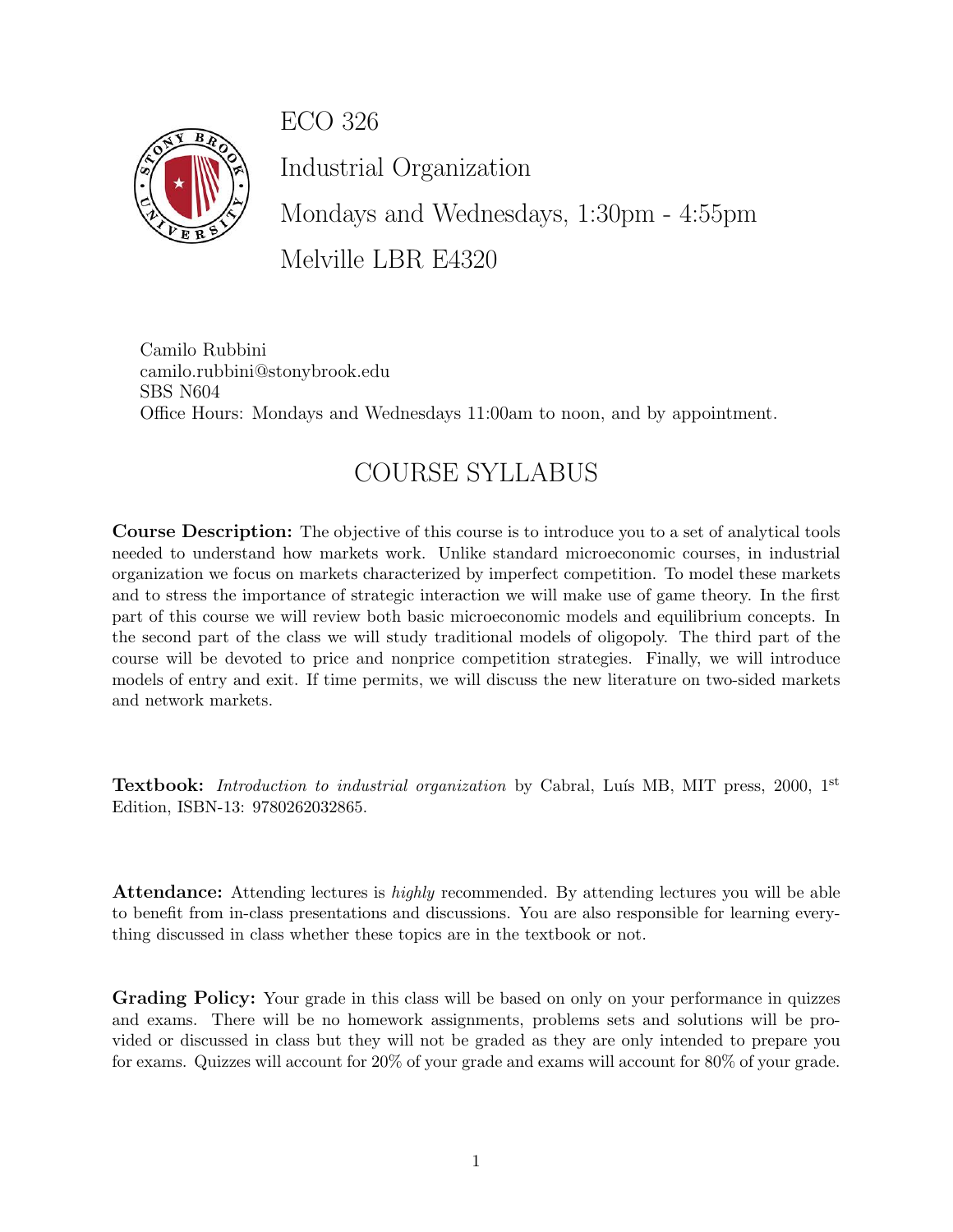# ECO 326

## Industrial Organization

Mondays and Wednesdays, 1:30pm - 4:55pm

Melville LBR E4320

Camilo Rubbini
camilo.rubbini@stonybrook.edu
SBS N604
Office Hours: Mondays and Wednesdays 11:00am to noon, and by appointment.

## COURSE SYLLABUS

**Course Description:** The objective of this course is to introduce you to a set of analytical tools needed to understand how markets work. Unlike standard microeconomic courses, in industrial organization we focus on markets characterized by imperfect competition. To model these markets and to stress the importance of strategic interaction we will make use of game theory. In the first part of this course we will review both basic microeconomic models and equilibrium concepts. In the second part of the class we will study traditional models of oligopoly. The third part of the course will be devoted to price and nonprice competition strategies. Finally, we will introduce models of entry and exit. If time permits, we will discuss the new literature on two-sided markets and network markets.

**Textbook:** *Introduction to industrial organization* by Cabral, Luís MB, MIT press, 2000, 1st Edition, ISBN-13: 9780262032865.

**Attendance:** Attending lectures is *highly* recommended. By attending lectures you will be able to benefit from in-class presentations and discussions. You are also responsible for learning everything discussed in class whether these topics are in the textbook or not.

**Grading Policy:** Your grade in this class will be based on only on your performance in quizzes and exams. There will be no homework assignments, problems sets and solutions will be provided or discussed in class but they will not be graded as they are only intended to prepare you for exams. Quizzes will account for 20% of your grade and exams will account for 80% of your grade.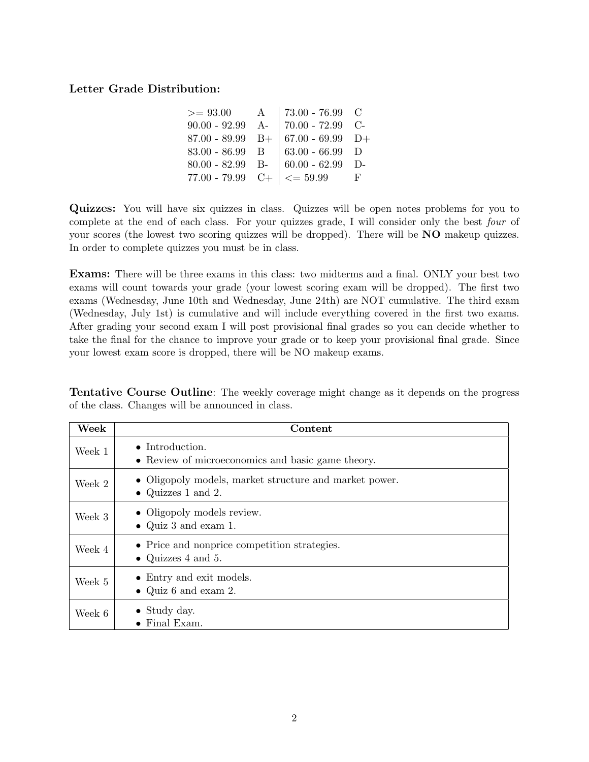**Letter Grade Distribution:**

| | | | |
|---|---|---|---|
| >= 93.00 | A | 73.00 - 76.99 | C |
| 90.00 - 92.99 | A- | 70.00 - 72.99 | C- |
| 87.00 - 89.99 | B+ | 67.00 - 69.99 | D+ |
| 83.00 - 86.99 | B | 63.00 - 66.99 | D |
| 80.00 - 82.99 | B- | 60.00 - 62.99 | D- |
| 77.00 - 79.99 | C+ | <= 59.99 | F |

**Quizzes:** You will have six quizzes in class. Quizzes will be open notes problems for you to complete at the end of each class. For your quizzes grade, I will consider only the best *four* of your scores (the lowest two scoring quizzes will be dropped). There will be **NO** makeup quizzes. In order to complete quizzes you must be in class.

**Exams:** There will be three exams in this class: two midterms and a final. ONLY your best two exams will count towards your grade (your lowest scoring exam will be dropped). The first two exams (Wednesday, June 10th and Wednesday, June 24th) are NOT cumulative. The third exam (Wednesday, July 1st) is cumulative and will include everything covered in the first two exams. After grading your second exam I will post provisional final grades so you can decide whether to take the final for the chance to improve your grade or to keep your provisional final grade. Since your lowest exam score is dropped, there will be NO makeup exams.

**Tentative Course Outline**: The weekly coverage might change as it depends on the progress of the class. Changes will be announced in class.

| Week | Content |
|---|---|
| Week 1 | • Introduction.<br>• Review of microeconomics and basic game theory. |
| Week 2 | • Oligopoly models, market structure and market power.<br>• Quizzes 1 and 2. |
| Week 3 | • Oligopoly models review.<br>• Quiz 3 and exam 1. |
| Week 4 | • Price and nonprice competition strategies.<br>• Quizzes 4 and 5. |
| Week 5 | • Entry and exit models.<br>• Quiz 6 and exam 2. |
| Week 6 | • Study day.<br>• Final Exam. |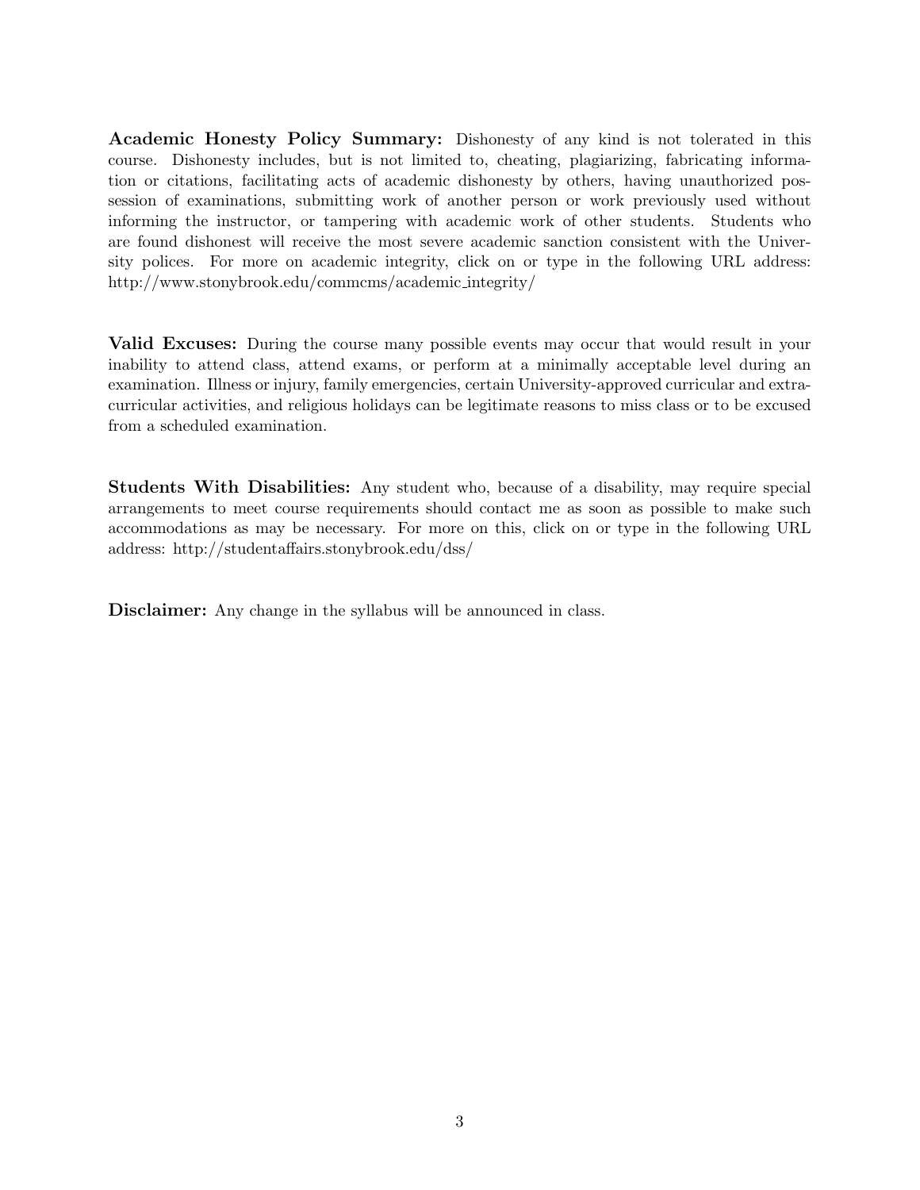**Academic Honesty Policy Summary:** Dishonesty of any kind is not tolerated in this course. Dishonesty includes, but is not limited to, cheating, plagiarizing, fabricating information or citations, facilitating acts of academic dishonesty by others, having unauthorized possession of examinations, submitting work of another person or work previously used without informing the instructor, or tampering with academic work of other students. Students who are found dishonest will receive the most severe academic sanction consistent with the University polices. For more on academic integrity, click on or type in the following URL address: http://www.stonybrook.edu/commcms/academic_integrity/

**Valid Excuses:** During the course many possible events may occur that would result in your inability to attend class, attend exams, or perform at a minimally acceptable level during an examination. Illness or injury, family emergencies, certain University-approved curricular and extracurricular activities, and religious holidays can be legitimate reasons to miss class or to be excused from a scheduled examination.

**Students With Disabilities:** Any student who, because of a disability, may require special arrangements to meet course requirements should contact me as soon as possible to make such accommodations as may be necessary. For more on this, click on or type in the following URL address: http://studentaffairs.stonybrook.edu/dss/

**Disclaimer:** Any change in the syllabus will be announced in class.